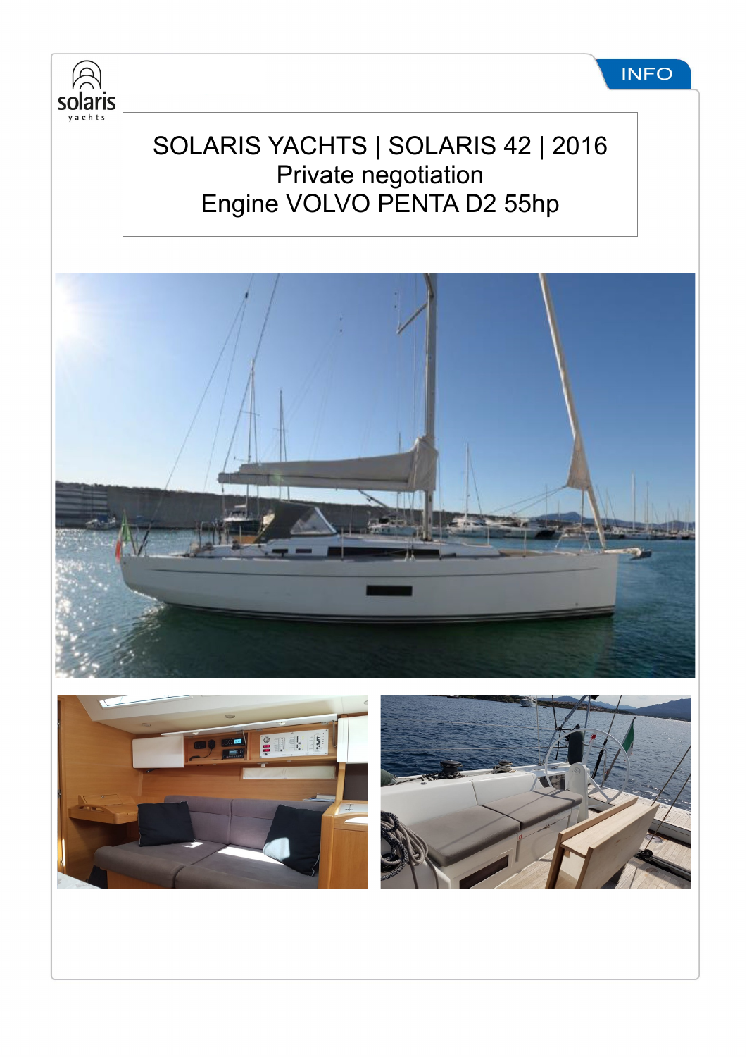INFO

# SOLARIS YACHTS | SOLARIS 42 | 2016

Private negotiation

Engine VOLVO PENTA D2 55hp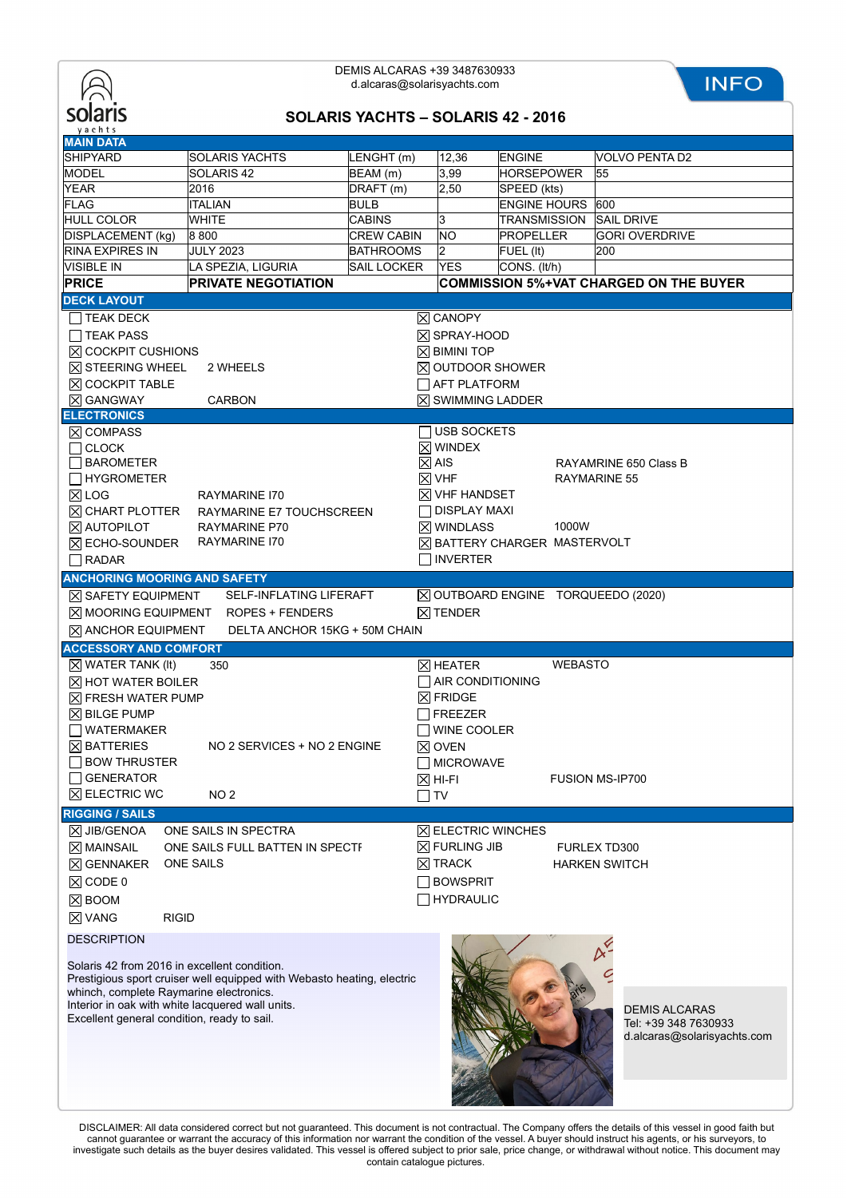DEMIS ALCARAS +39 3487630933
d.alcaras@solarisyachts.com

INFO

# SOLARIS YACHTS – SOLARIS 42 - 2016

## MAIN DATA

| | | | | | |
|---|---|---|---|---|---|
| SHIPYARD | SOLARIS YACHTS | LENGHT (m) | 12,36 | ENGINE | VOLVO PENTA D2 |
| MODEL | SOLARIS 42 | BEAM (m) | 3,99 | HORSEPOWER | 55 |
| YEAR | 2016 | DRAFT (m) | 2,50 | SPEED (kts) | |
| FLAG | ITALIAN | BULB | | ENGINE HOURS | 600 |
| HULL COLOR | WHITE | CABINS | 3 | TRANSMISSION | SAIL DRIVE |
| DISPLACEMENT (kg) | 8 800 | CREW CABIN | NO | PROPELLER | GORI OVERDRIVE |
| RINA EXPIRES IN | JULY 2023 | BATHROOMS | 2 | FUEL (lt) | 200 |
| VISIBLE IN | LA SPEZIA, LIGURIA | SAIL LOCKER | YES | CONS. (lt/h) | |
| **PRICE** | **PRIVATE NEGOTIATION** | | **COMMISSION 5%+VAT CHARGED ON THE BUYER** | | |

## DECK LAYOUT

- ☐ TEAK DECK
- ☐ TEAK PASS
- ☒ COCKPIT CUSHIONS
- ☒ STEERING WHEEL — 2 WHEELS
- ☒ COCKPIT TABLE
- ☒ GANGWAY — CARBON
- ☒ CANOPY
- ☒ SPRAY-HOOD
- ☒ BIMINI TOP
- ☒ OUTDOOR SHOWER
- ☐ AFT PLATFORM
- ☒ SWIMMING LADDER

## ELECTRONICS

- ☒ COMPASS
- ☐ CLOCK
- ☐ BAROMETER
- ☐ HYGROMETER
- ☒ LOG — RAYMARINE I70
- ☒ CHART PLOTTER — RAYMARINE E7 TOUCHSCREEN
- ☒ AUTOPILOT — RAYMARINE P70
- ☒ ECHO-SOUNDER — RAYMARINE I70
- ☐ RADAR
- ☐ USB SOCKETS
- ☒ WINDEX
- ☒ AIS — RAYAMRINE 650 Class B
- ☒ VHF — RAYMARINE 55
- ☒ VHF HANDSET
- ☐ DISPLAY MAXI
- ☒ WINDLASS — 1000W
- ☒ BATTERY CHARGER — MASTERVOLT
- ☐ INVERTER

## ANCHORING MOORING AND SAFETY

- ☒ SAFETY EQUIPMENT — SELF-INFLATING LIFERAFT
- ☒ MOORING EQUIPMENT — ROPES + FENDERS
- ☒ ANCHOR EQUIPMENT — DELTA ANCHOR 15KG + 50M CHAIN
- ☒ OUTBOARD ENGINE — TORQUEEDO (2020)
- ☒ TENDER

## ACCESSORY AND COMFORT

- ☒ WATER TANK (lt) — 350
- ☒ HOT WATER BOILER
- ☒ FRESH WATER PUMP
- ☒ BILGE PUMP
- ☐ WATERMAKER
- ☒ BATTERIES — NO 2 SERVICES + NO 2 ENGINE
- ☐ BOW THRUSTER
- ☐ GENERATOR
- ☒ ELECTRIC WC — NO 2
- ☒ HEATER — WEBASTO
- ☐ AIR CONDITIONING
- ☒ FRIDGE
- ☐ FREEZER
- ☐ WINE COOLER
- ☒ OVEN
- ☐ MICROWAVE
- ☒ HI-FI — FUSION MS-IP700
- ☐ TV

## RIGGING / SAILS

- ☒ JIB/GENOA — ONE SAILS IN SPECTRA
- ☒ MAINSAIL — ONE SAILS FULL BATTEN IN SPECTI
- ☒ GENNAKER — ONE SAILS
- ☒ CODE 0
- ☒ BOOM
- ☒ VANG — RIGID
- ☒ ELECTRIC WINCHES
- ☒ FURLING JIB — FURLEX TD300
- ☒ TRACK — HARKEN SWITCH
- ☐ BOWSPRIT
- ☐ HYDRAULIC

## DESCRIPTION

Solaris 42 from 2016 in excellent condition.
Prestigious sport cruiser well equipped with Webasto heating, electric whinch, complete Raymarine electronics.
Interior in oak with white lacquered wall units.
Excellent general condition, ready to sail.

DEMIS ALCARAS
Tel: +39 348 7630933
d.alcaras@solarisyachts.com

DISCLAIMER: All data considered correct but not guaranteed. This document is not contractual. The Company offers the details of this vessel in good faith but cannot guarantee or warrant the accuracy of this information nor warrant the condition of the vessel. A buyer should instruct his agents, or his surveyors, to investigate such details as the buyer desires validated. This vessel is offered subject to prior sale, price change, or withdrawal without notice. This document may contain catalogue pictures.